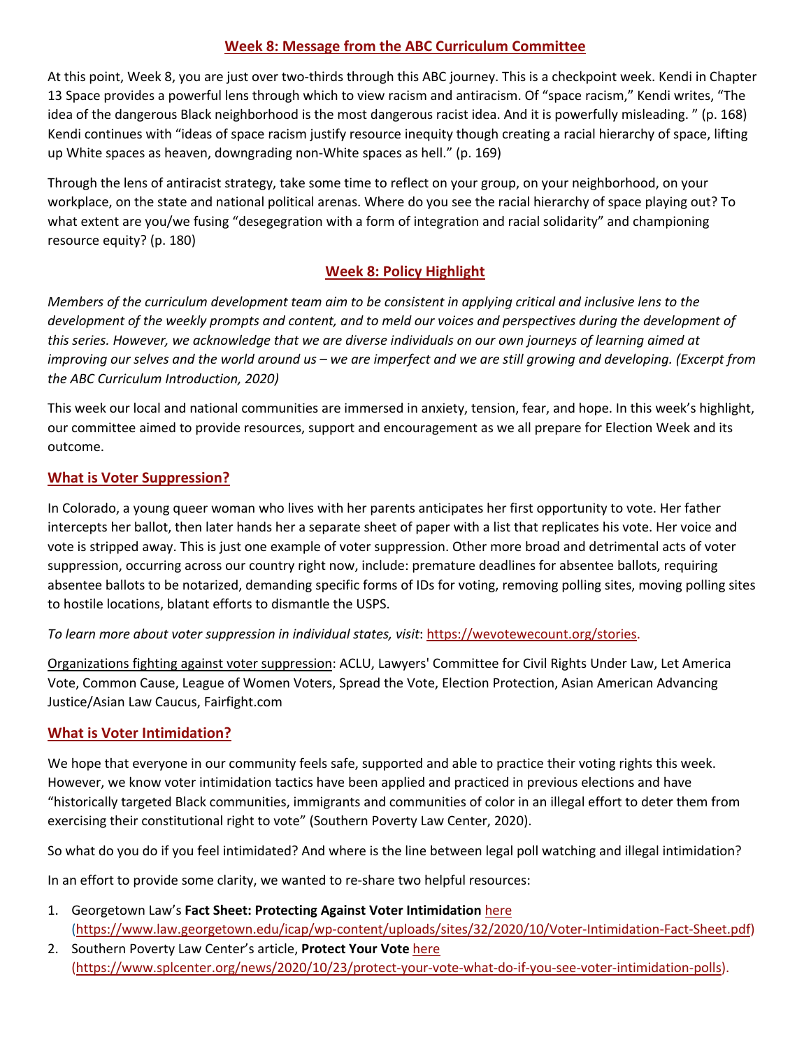## Week 8: Message from the ABC Curriculum Committee

At this point, Week 8, you are just over two-thirds through this ABC journey. This is a checkpoint week. Kendi in Chapter 13 Space provides a powerful lens through which to view racism and antiracism. Of "space racism," Kendi writes, "The idea of the dangerous Black neighborhood is the most dangerous racist idea. And it is powerfully misleading. " (p. 168) Kendi continues with "ideas of space racism justify resource inequity though creating a racial hierarchy of space, lifting up White spaces as heaven, downgrading non-White spaces as hell." (p. 169)

Through the lens of antiracist strategy, take some time to reflect on your group, on your neighborhood, on your workplace, on the state and national political arenas. Where do you see the racial hierarchy of space playing out? To what extent are you/we fusing "desegegration with a form of integration and racial solidarity" and championing resource equity? (p. 180)

## Week 8: Policy Highlight

*Members of the curriculum development team aim to be consistent in applying critical and inclusive lens to the development of the weekly prompts and content, and to meld our voices and perspectives during the development of this series. However, we acknowledge that we are diverse individuals on our own journeys of learning aimed at improving our selves and the world around us – we are imperfect and we are still growing and developing. (Excerpt from the ABC Curriculum Introduction, 2020)*

This week our local and national communities are immersed in anxiety, tension, fear, and hope. In this week's highlight, our committee aimed to provide resources, support and encouragement as we all prepare for Election Week and its outcome.

### What is Voter Suppression?

In Colorado, a young queer woman who lives with her parents anticipates her first opportunity to vote. Her father intercepts her ballot, then later hands her a separate sheet of paper with a list that replicates his vote. Her voice and vote is stripped away. This is just one example of voter suppression. Other more broad and detrimental acts of voter suppression, occurring across our country right now, include: premature deadlines for absentee ballots, requiring absentee ballots to be notarized, demanding specific forms of IDs for voting, removing polling sites, moving polling sites to hostile locations, blatant efforts to dismantle the USPS.

*To learn more about voter suppression in individual states, visit*: https://wevotewecount.org/stories.

Organizations fighting against voter suppression: ACLU, Lawyers' Committee for Civil Rights Under Law, Let America Vote, Common Cause, League of Women Voters, Spread the Vote, Election Protection, Asian American Advancing Justice/Asian Law Caucus, Fairfight.com

### What is Voter Intimidation?

We hope that everyone in our community feels safe, supported and able to practice their voting rights this week. However, we know voter intimidation tactics have been applied and practiced in previous elections and have "historically targeted Black communities, immigrants and communities of color in an illegal effort to deter them from exercising their constitutional right to vote" (Southern Poverty Law Center, 2020).

So what do you do if you feel intimidated? And where is the line between legal poll watching and illegal intimidation?

In an effort to provide some clarity, we wanted to re-share two helpful resources:

1. Georgetown Law's **Fact Sheet: Protecting Against Voter Intimidation** here (https://www.law.georgetown.edu/icap/wp-content/uploads/sites/32/2020/10/Voter-Intimidation-Fact-Sheet.pdf)
2. Southern Poverty Law Center's article, **Protect Your Vote** here (https://www.splcenter.org/news/2020/10/23/protect-your-vote-what-do-if-you-see-voter-intimidation-polls).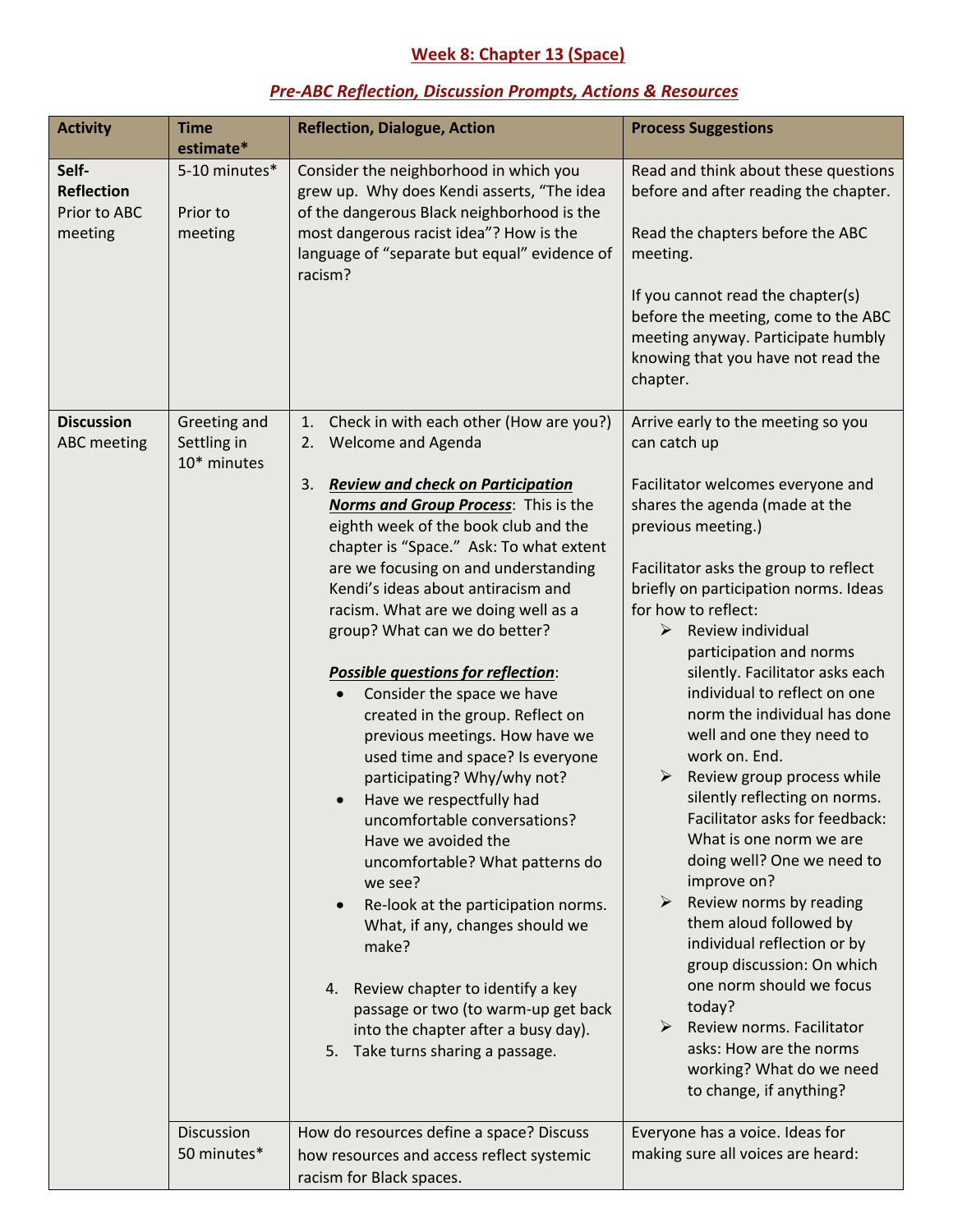# Week 8: Chapter 13 (Space)

## *Pre-ABC Reflection, Discussion Prompts, Actions & Resources*

| Activity | Time estimate* | Reflection, Dialogue, Action | Process Suggestions |
|---|---|---|---|
| **Self-Reflection** Prior to ABC meeting | 5-10 minutes*<br><br>Prior to meeting | Consider the neighborhood in which you grew up. Why does Kendi asserts, "The idea of the dangerous Black neighborhood is the most dangerous racist idea"? How is the language of "separate but equal" evidence of racism? | Read and think about these questions before and after reading the chapter.<br><br>Read the chapters before the ABC meeting.<br><br>If you cannot read the chapter(s) before the meeting, come to the ABC meeting anyway. Participate humbly knowing that you have not read the chapter. |
| **Discussion** ABC meeting | Greeting and Settling in 10* minutes | 1. Check in with each other (How are you?)<br>2. Welcome and Agenda<br><br>3. ***Review and check on Participation Norms and Group Process***: This is the eighth week of the book club and the chapter is "Space." Ask: To what extent are we focusing on and understanding Kendi's ideas about antiracism and racism. What are we doing well as a group? What can we do better?<br><br>***Possible questions for reflection***:<br>• Consider the space we have created in the group. Reflect on previous meetings. How have we used time and space? Is everyone participating? Why/why not?<br>• Have we respectfully had uncomfortable conversations? Have we avoided the uncomfortable? What patterns do we see?<br>• Re-look at the participation norms. What, if any, changes should we make?<br><br>4. Review chapter to identify a key passage or two (to warm-up get back into the chapter after a busy day).<br>5. Take turns sharing a passage. | Arrive early to the meeting so you can catch up<br><br>Facilitator welcomes everyone and shares the agenda (made at the previous meeting.)<br><br>Facilitator asks the group to reflect briefly on participation norms. Ideas for how to reflect:<br>➢ Review individual participation and norms silently. Facilitator asks each individual to reflect on one norm the individual has done well and one they need to work on. End.<br>➢ Review group process while silently reflecting on norms. Facilitator asks for feedback: What is one norm we are doing well? One we need to improve on?<br>➢ Review norms by reading them aloud followed by individual reflection or by group discussion: On which one norm should we focus today?<br>➢ Review norms. Facilitator asks: How are the norms working? What do we need to change, if anything? |
| | Discussion 50 minutes* | How do resources define a space? Discuss how resources and access reflect systemic racism for Black spaces. | Everyone has a voice. Ideas for making sure all voices are heard: |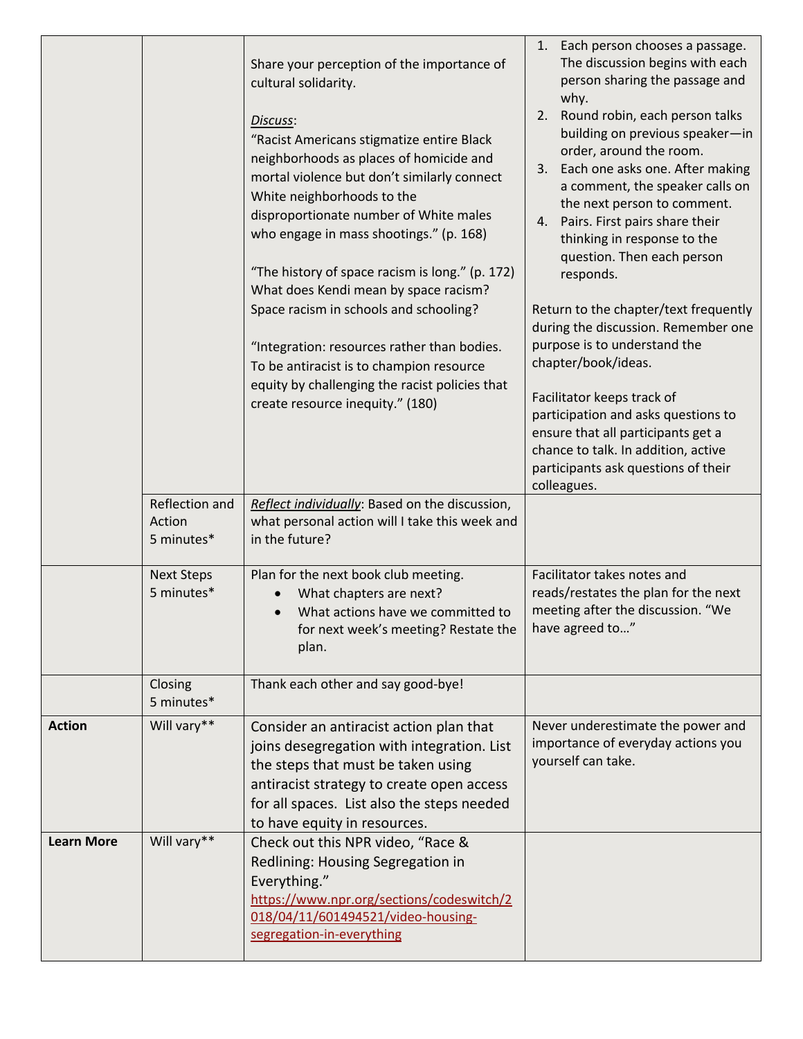| | | | |
|---|---|---|---|
| | | Share your perception of the importance of cultural solidarity.<br><br>*Discuss*:<br>"Racist Americans stigmatize entire Black neighborhoods as places of homicide and mortal violence but don't similarly connect White neighborhoods to the disproportionate number of White males who engage in mass shootings." (p. 168)<br><br>"The history of space racism is long." (p. 172) What does Kendi mean by space racism? Space racism in schools and schooling?<br><br>"Integration: resources rather than bodies. To be antiracist is to champion resource equity by challenging the racist policies that create resource inequity." (180) | 1. Each person chooses a passage. The discussion begins with each person sharing the passage and why.<br>2. Round robin, each person talks building on previous speaker—in order, around the room.<br>3. Each one asks one. After making a comment, the speaker calls on the next person to comment.<br>4. Pairs. First pairs share their thinking in response to the question. Then each person responds.<br><br>Return to the chapter/text frequently during the discussion. Remember one purpose is to understand the chapter/book/ideas.<br><br>Facilitator keeps track of participation and asks questions to ensure that all participants get a chance to talk. In addition, active participants ask questions of their colleagues. |
| | Reflection and Action<br>5 minutes* | *Reflect individually*: Based on the discussion, what personal action will I take this week and in the future? | |
| | Next Steps<br>5 minutes* | Plan for the next book club meeting.<br>• What chapters are next?<br>• What actions have we committed to for next week's meeting? Restate the plan. | Facilitator takes notes and reads/restates the plan for the next meeting after the discussion. "We have agreed to…" |
| | Closing<br>5 minutes* | Thank each other and say good-bye! | |
| **Action** | Will vary** | Consider an antiracist action plan that joins desegregation with integration. List the steps that must be taken using antiracist strategy to create open access for all spaces. List also the steps needed to have equity in resources. | Never underestimate the power and importance of everyday actions you yourself can take. |
| **Learn More** | Will vary** | Check out this NPR video, "Race & Redlining: Housing Segregation in Everything."<br>https://www.npr.org/sections/codeswitch/2018/04/11/601494521/video-housing-segregation-in-everything | |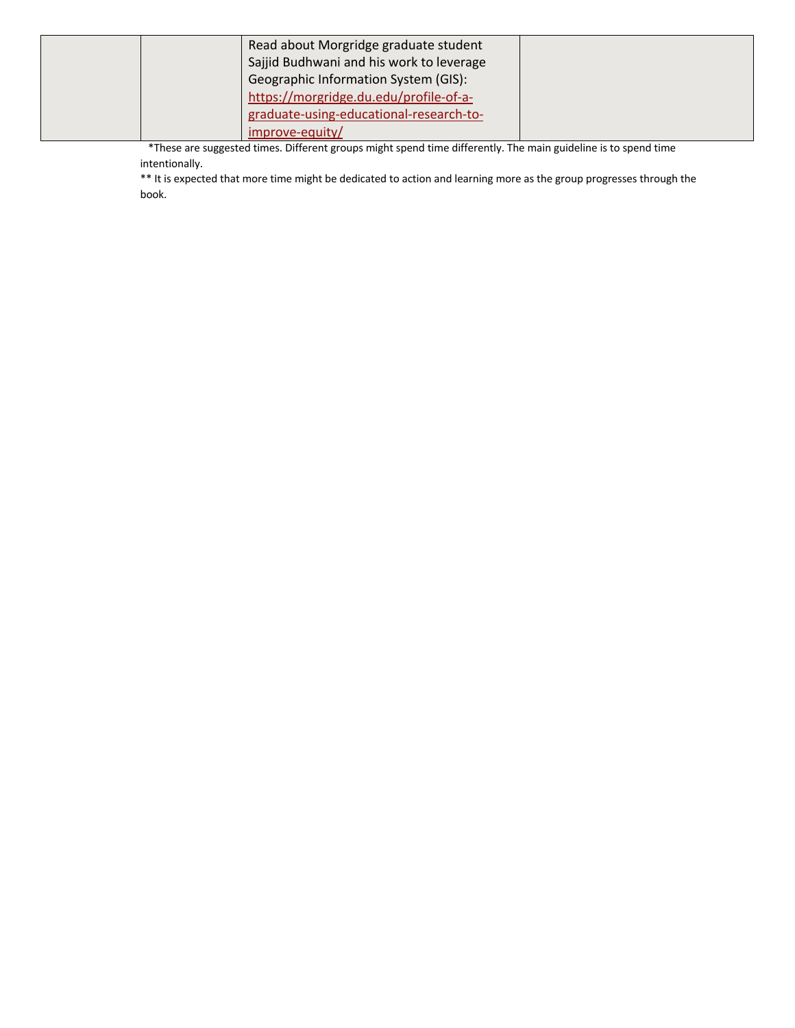| | | | |
|---|---|---|---|
| | | Read about Morgridge graduate student Sajjid Budhwani and his work to leverage Geographic Information System (GIS): [https://morgridge.du.edu/profile-of-a-graduate-using-educational-research-to-improve-equity/](https://morgridge.du.edu/profile-of-a-graduate-using-educational-research-to-improve-equity/) | |

*These are suggested times. Different groups might spend time differently. The main guideline is to spend time intentionally.

** It is expected that more time might be dedicated to action and learning more as the group progresses through the book.